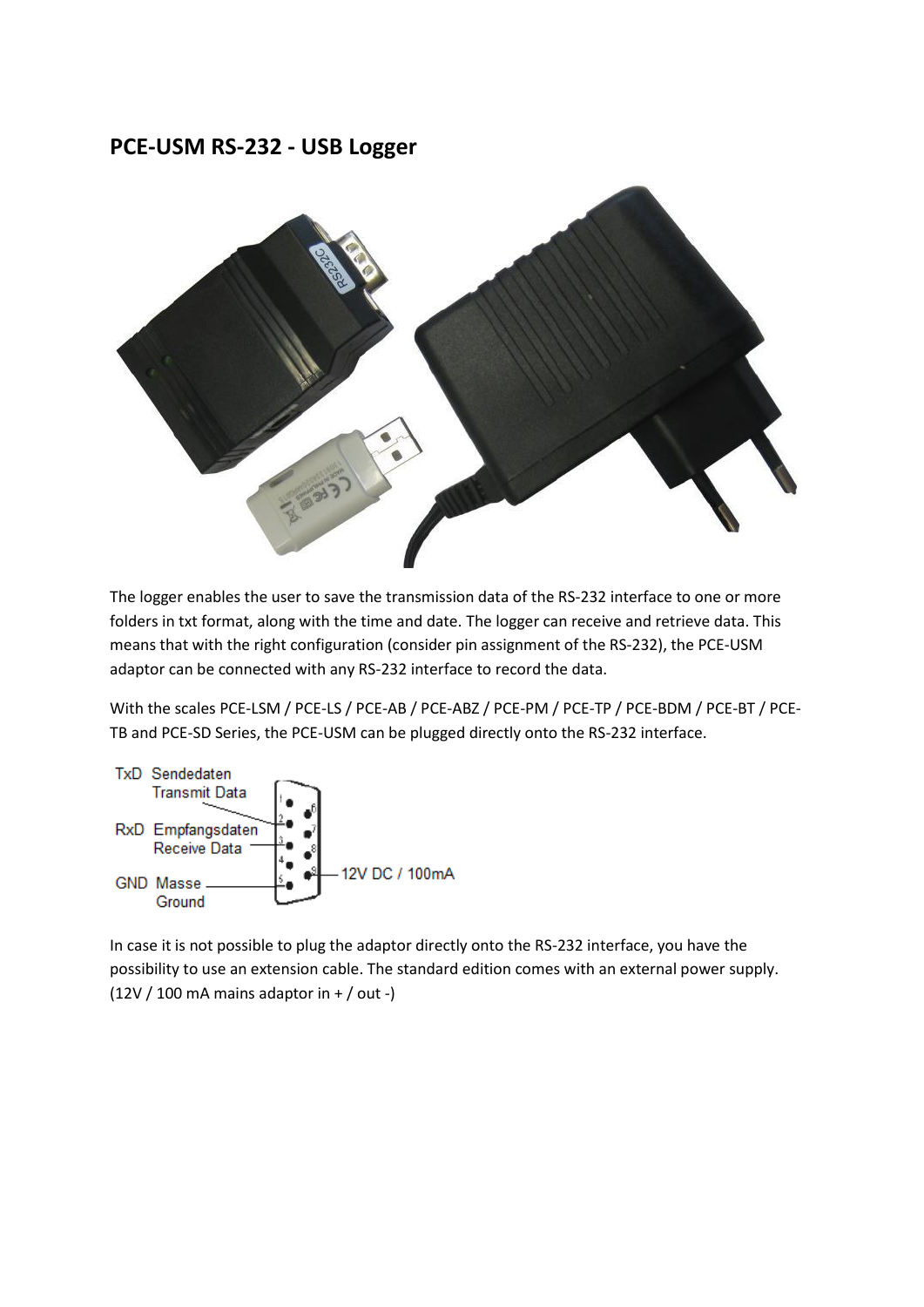## PCE-USM RS-232 - USB Logger

The logger enables the user to save the transmission data of the RS-232 interface to one or more folders in txt format, along with the time and date. The logger can receive and retrieve data. This means that with the right configuration (consider pin assignment of the RS-232), the PCE-USM adaptor can be connected with any RS-232 interface to record the data.

With the scales PCE-LSM / PCE-LS / PCE-AB / PCE-ABZ / PCE-PM / PCE-TP / PCE-BDM / PCE-BT / PCE-TB and PCE-SD Series, the PCE-USM can be plugged directly onto the RS-232 interface.

TxD Sendedaten
Transmit Data

RxD Empfangsdaten
Receive Data

GND Masse
Ground

12V DC / 100mA

In case it is not possible to plug the adaptor directly onto the RS-232 interface, you have the possibility to use an extension cable. The standard edition comes with an external power supply. (12V / 100 mA mains adaptor in + / out -)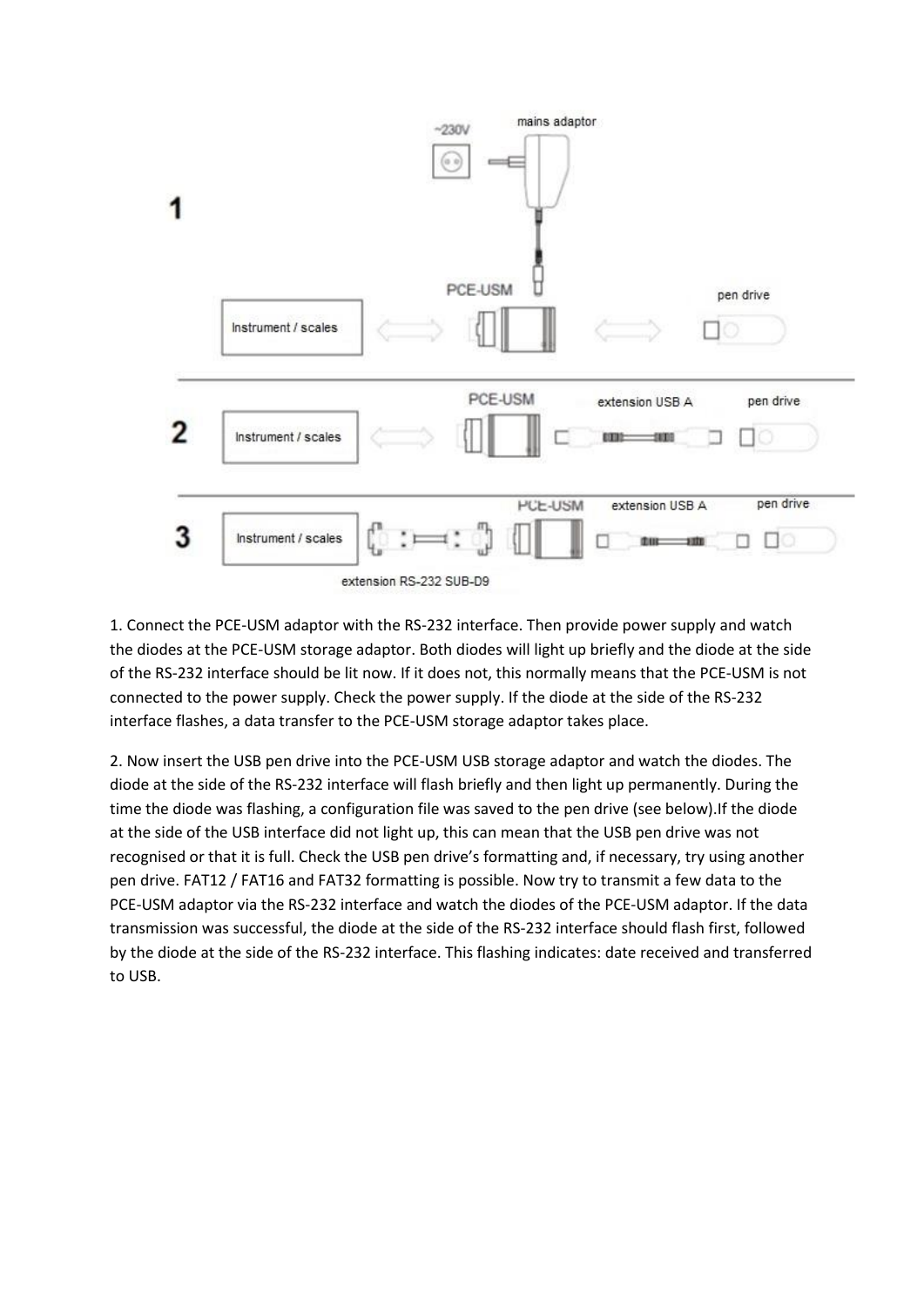1. Connect the PCE-USM adaptor with the RS-232 interface. Then provide power supply and watch the diodes at the PCE-USM storage adaptor. Both diodes will light up briefly and the diode at the side of the RS-232 interface should be lit now. If it does not, this normally means that the PCE-USM is not connected to the power supply. Check the power supply. If the diode at the side of the RS-232 interface flashes, a data transfer to the PCE-USM storage adaptor takes place.

2. Now insert the USB pen drive into the PCE-USM USB storage adaptor and watch the diodes. The diode at the side of the RS-232 interface will flash briefly and then light up permanently. During the time the diode was flashing, a configuration file was saved to the pen drive (see below).If the diode at the side of the USB interface did not light up, this can mean that the USB pen drive was not recognised or that it is full. Check the USB pen drive's formatting and, if necessary, try using another pen drive. FAT12 / FAT16 and FAT32 formatting is possible. Now try to transmit a few data to the PCE-USM adaptor via the RS-232 interface and watch the diodes of the PCE-USM adaptor. If the data transmission was successful, the diode at the side of the RS-232 interface should flash first, followed by the diode at the side of the RS-232 interface. This flashing indicates: date received and transferred to USB.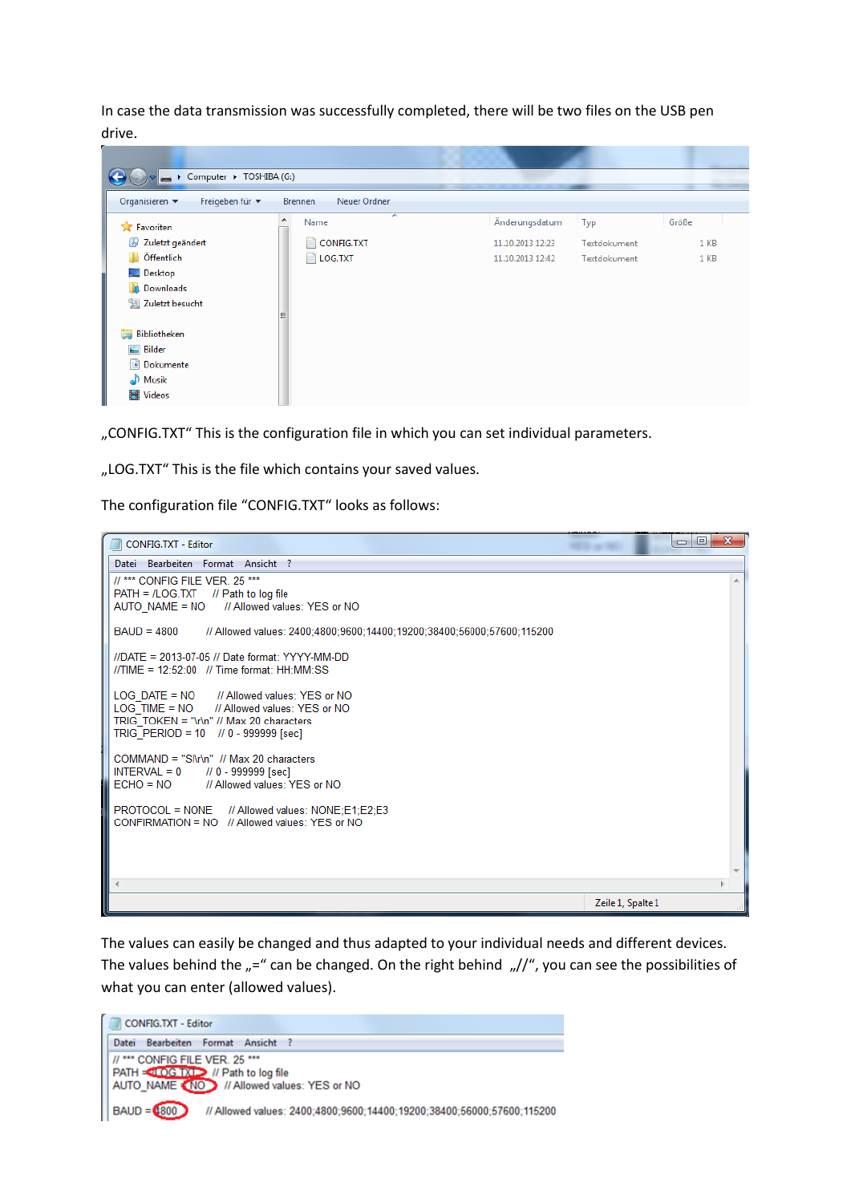In case the data transmission was successfully completed, there will be two files on the USB pen drive.

„CONFIG.TXT" This is the configuration file in which you can set individual parameters.

„LOG.TXT" This is the file which contains your saved values.

The configuration file "CONFIG.TXT" looks as follows:

```
// *** CONFIG FILE VER. 25 ***
PATH = /LOG.TXT     // Path to log file
AUTO_NAME = NO      // Allowed values: YES or NO

BAUD = 4800         // Allowed values: 2400;4800;9600;14400;19200;38400;56000;57600;115200

//DATE = 2013-07-05 // Date format: YYYY-MM-DD
//TIME = 12:52:00   // Time format: HH:MM:SS

LOG_DATE = NO       // Allowed values: YES or NO
LOG_TIME = NO       // Allowed values: YES or NO
TRIG_TOKEN = "\r\n" // Max 20 characters
TRIG_PERIOD = 10    // 0 - 999999 [sec]

COMMAND = "SI\r\n"  // Max 20 characters
INTERVAL = 0        // 0 - 999999 [sec]
ECHO = NO           // Allowed values: YES or NO

PROTOCOL = NONE     // Allowed values: NONE;E1;E2;E3
CONFIRMATION = NO   // Allowed values: YES or NO
```

The values can easily be changed and thus adapted to your individual needs and different devices. The values behind the „=" can be changed. On the right behind „//", you can see the possibilities of what you can enter (allowed values).

```
// *** CONFIG FILE VER. 25 ***
PATH = /LOG.TXT     // Path to log file
AUTO_NAME = NO      // Allowed values: YES or NO

BAUD = 4800         // Allowed values: 2400;4800;9600;14400;19200;38400;56000;57600;115200
```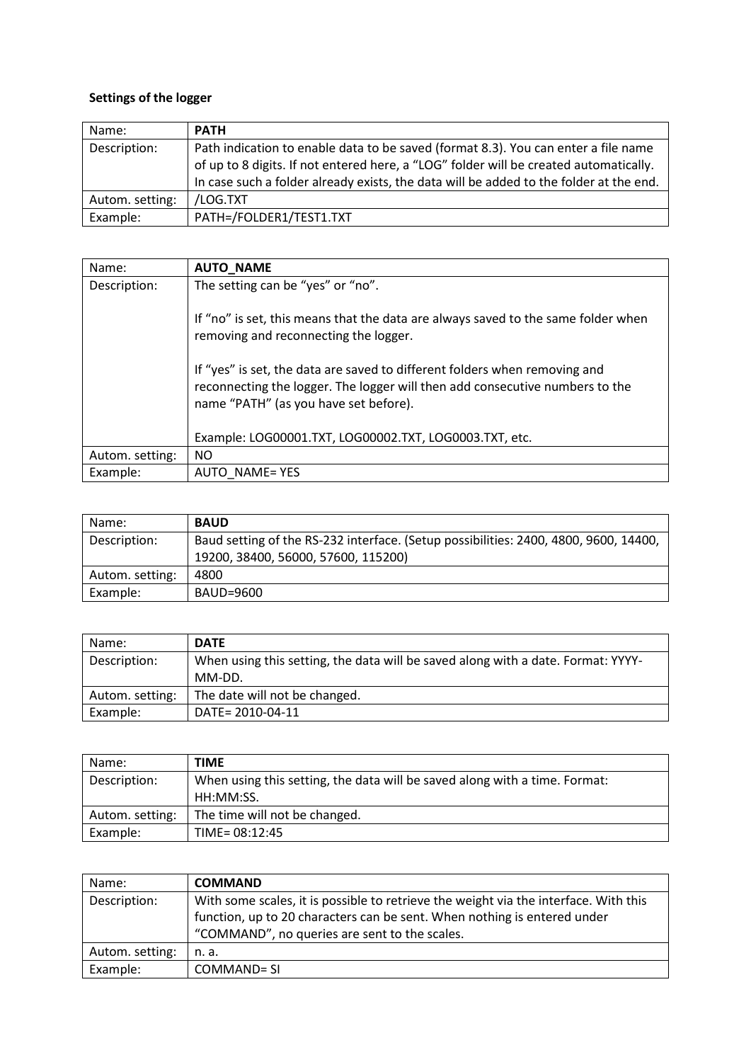**Settings of the logger**

| Name: | **PATH** |
| --- | --- |
| Description: | Path indication to enable data to be saved (format 8.3). You can enter a file name of up to 8 digits. If not entered here, a "LOG" folder will be created automatically. In case such a folder already exists, the data will be added to the folder at the end. |
| Autom. setting: | /LOG.TXT |
| Example: | PATH=/FOLDER1/TEST1.TXT |

| Name: | **AUTO_NAME** |
| --- | --- |
| Description: | The setting can be "yes" or "no".<br><br>If "no" is set, this means that the data are always saved to the same folder when removing and reconnecting the logger.<br><br>If "yes" is set, the data are saved to different folders when removing and reconnecting the logger. The logger will then add consecutive numbers to the name "PATH" (as you have set before).<br><br>Example: LOG00001.TXT, LOG00002.TXT, LOG0003.TXT, etc. |
| Autom. setting: | NO |
| Example: | AUTO_NAME= YES |

| Name: | **BAUD** |
| --- | --- |
| Description: | Baud setting of the RS-232 interface. (Setup possibilities: 2400, 4800, 9600, 14400, 19200, 38400, 56000, 57600, 115200) |
| Autom. setting: | 4800 |
| Example: | BAUD=9600 |

| Name: | **DATE** |
| --- | --- |
| Description: | When using this setting, the data will be saved along with a date. Format: YYYY-MM-DD. |
| Autom. setting: | The date will not be changed. |
| Example: | DATE= 2010-04-11 |

| Name: | **TIME** |
| --- | --- |
| Description: | When using this setting, the data will be saved along with a time. Format: HH:MM:SS. |
| Autom. setting: | The time will not be changed. |
| Example: | TIME= 08:12:45 |

| Name: | **COMMAND** |
| --- | --- |
| Description: | With some scales, it is possible to retrieve the weight via the interface. With this function, up to 20 characters can be sent. When nothing is entered under "COMMAND", no queries are sent to the scales. |
| Autom. setting: | n. a. |
| Example: | COMMAND= SI |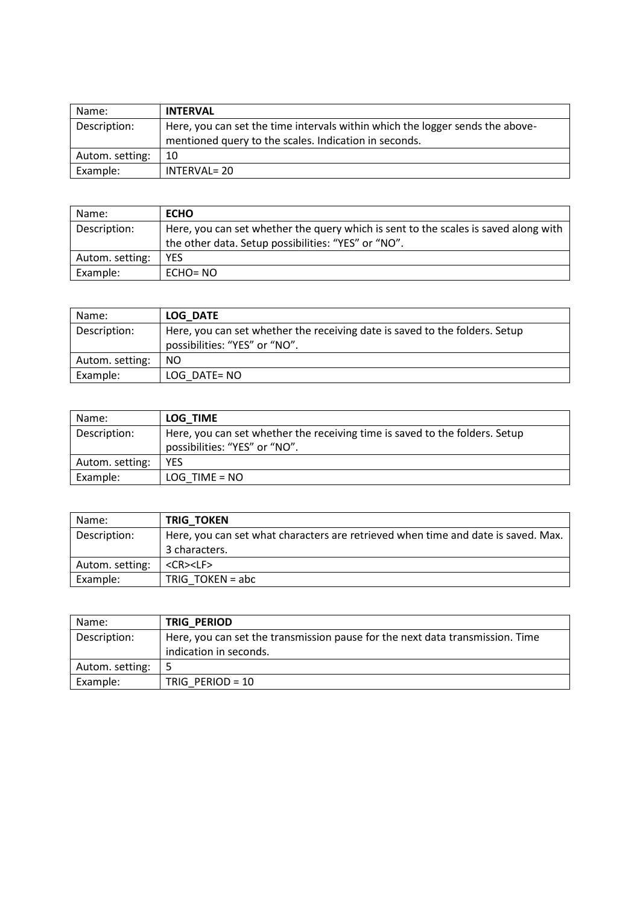| Name: | **INTERVAL** |
| --- | --- |
| Description: | Here, you can set the time intervals within which the logger sends the above-mentioned query to the scales. Indication in seconds. |
| Autom. setting: | 10 |
| Example: | INTERVAL= 20 |

| Name: | **ECHO** |
| --- | --- |
| Description: | Here, you can set whether the query which is sent to the scales is saved along with the other data. Setup possibilities: “YES” or “NO”. |
| Autom. setting: | YES |
| Example: | ECHO= NO |

| Name: | **LOG_DATE** |
| --- | --- |
| Description: | Here, you can set whether the receiving date is saved to the folders. Setup possibilities: “YES” or “NO”. |
| Autom. setting: | NO |
| Example: | LOG_DATE= NO |

| Name: | **LOG_TIME** |
| --- | --- |
| Description: | Here, you can set whether the receiving time is saved to the folders. Setup possibilities: “YES” or “NO”. |
| Autom. setting: | YES |
| Example: | LOG_TIME = NO |

| Name: | **TRIG_TOKEN** |
| --- | --- |
| Description: | Here, you can set what characters are retrieved when time and date is saved. Max. 3 characters. |
| Autom. setting: | <CR><LF> |
| Example: | TRIG_TOKEN = abc |

| Name: | **TRIG_PERIOD** |
| --- | --- |
| Description: | Here, you can set the transmission pause for the next data transmission. Time indication in seconds. |
| Autom. setting: | 5 |
| Example: | TRIG_PERIOD = 10 |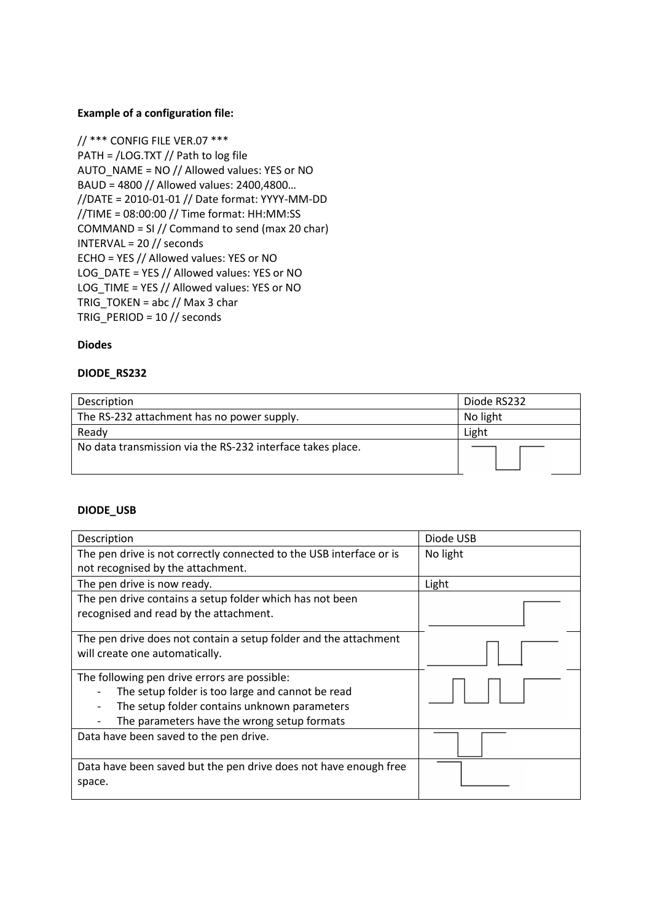**Example of a configuration file:**

```
// *** CONFIG FILE VER.07 ***
PATH = /LOG.TXT // Path to log file
AUTO_NAME = NO // Allowed values: YES or NO
BAUD = 4800 // Allowed values: 2400,4800…
//DATE = 2010-01-01 // Date format: YYYY-MM-DD
//TIME = 08:00:00 // Time format: HH:MM:SS
COMMAND = SI // Command to send (max 20 char)
INTERVAL = 20 // seconds
ECHO = YES // Allowed values: YES or NO
LOG_DATE = YES // Allowed values: YES or NO
LOG_TIME = YES // Allowed values: YES or NO
TRIG_TOKEN = abc // Max 3 char
TRIG_PERIOD = 10 // seconds
```

**Diodes**

**DIODE_RS232**

| Description | Diode RS232 |
|---|---|
| The RS-232 attachment has no power supply. | No light |
| Ready | Light |
| No data transmission via the RS-232 interface takes place. | |

**DIODE_USB**

| Description | Diode USB |
|---|---|
| The pen drive is not correctly connected to the USB interface or is not recognised by the attachment. | No light |
| The pen drive is now ready. | Light |
| The pen drive contains a setup folder which has not been recognised and read by the attachment. | |
| The pen drive does not contain a setup folder and the attachment will create one automatically. | |
| The following pen drive errors are possible:<br>- The setup folder is too large and cannot be read<br>- The setup folder contains unknown parameters<br>- The parameters have the wrong setup formats | |
| Data have been saved to the pen drive. | |
| Data have been saved but the pen drive does not have enough free space. | |